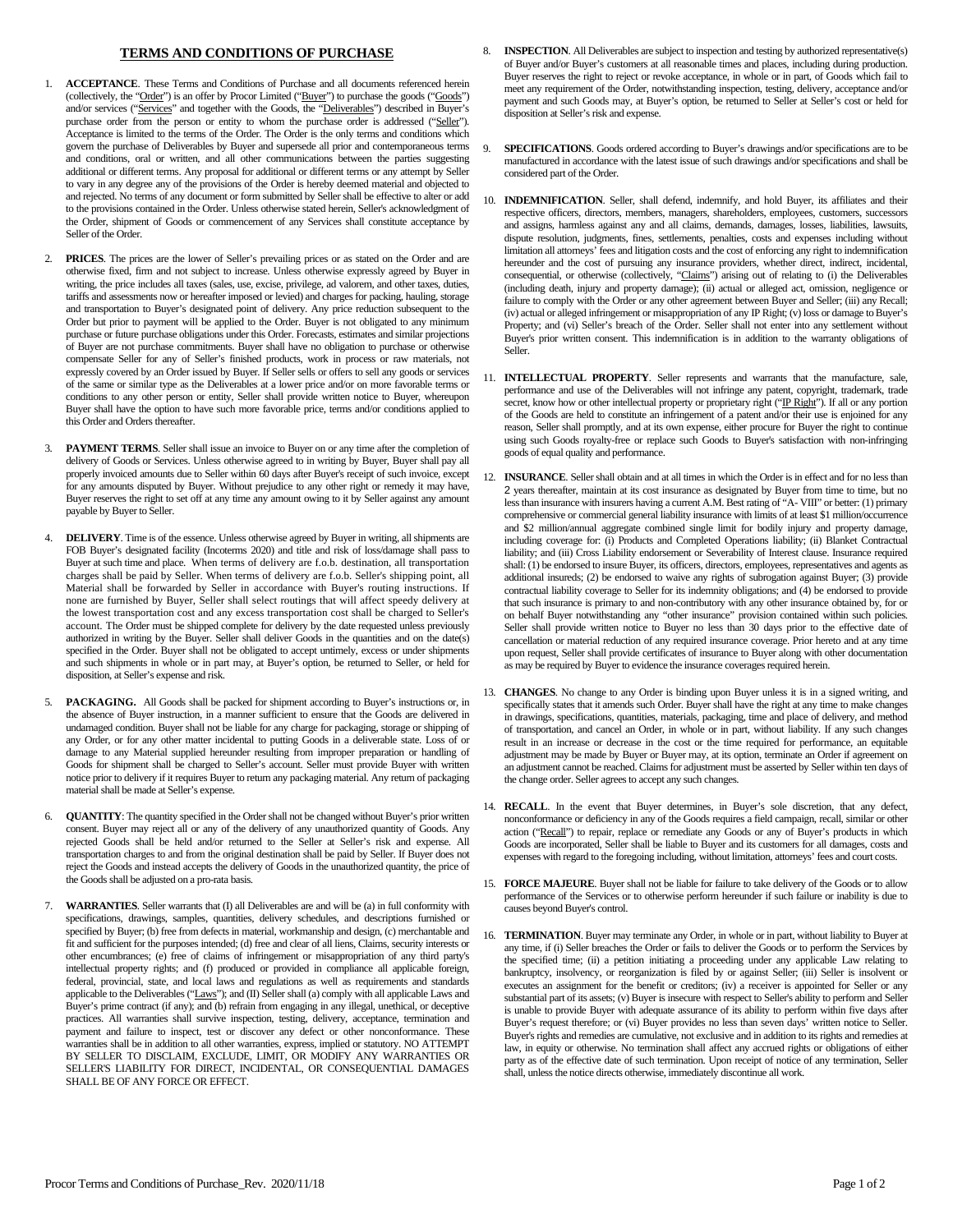# TERMS AND CONDITIONS OF PURCHASE

1. **ACCEPTANCE**. These Terms and Conditions of Purchase and all documents referenced herein (collectively, the "Order") is an offer by Procor Limited ("Buyer") to purchase the goods ("Goods") and/or services ("Services" and together with the Goods, the "Deliverables") described in Buyer's purchase order from the person or entity to whom the purchase order is addressed ("Seller"). Acceptance is limited to the terms of the Order. The Order is the only terms and conditions which govern the purchase of Deliverables by Buyer and supersede all prior and contemporaneous terms and conditions, oral or written, and all other communications between the parties suggesting additional or different terms. Any proposal for additional or different terms or any attempt by Seller to vary in any degree any of the provisions of the Order is hereby deemed material and objected to and rejected. No terms of any document or form submitted by Seller shall be effective to alter or add to the provisions contained in the Order. Unless otherwise stated herein, Seller's acknowledgment of the Order, shipment of Goods or commencement of any Services shall constitute acceptance by Seller of the Order.

2. **PRICES**. The prices are the lower of Seller's prevailing prices or as stated on the Order and are otherwise fixed, firm and not subject to increase. Unless otherwise expressly agreed by Buyer in writing, the price includes all taxes (sales, use, excise, privilege, ad valorem, and other taxes, duties, tariffs and assessments now or hereafter imposed or levied) and charges for packing, hauling, storage and transportation to Buyer's designated point of delivery. Any price reduction subsequent to the Order but prior to payment will be applied to the Order. Buyer is not obligated to any minimum purchase or future purchase obligations under this Order. Forecasts, estimates and similar projections of Buyer are not purchase commitments. Buyer shall have no obligation to purchase or otherwise compensate Seller for any of Seller's finished products, work in process or raw materials, not expressly covered by an Order issued by Buyer. If Seller sells or offers to sell any goods or services of the same or similar type as the Deliverables at a lower price and/or on more favorable terms or conditions to any other person or entity, Seller shall provide written notice to Buyer, whereupon Buyer shall have the option to have such more favorable price, terms and/or conditions applied to this Order and Orders thereafter.

3. **PAYMENT TERMS**. Seller shall issue an invoice to Buyer on or any time after the completion of delivery of Goods or Services. Unless otherwise agreed to in writing by Buyer, Buyer shall pay all properly invoiced amounts due to Seller within 60 days after Buyer's receipt of such invoice, except for any amounts disputed by Buyer. Without prejudice to any other right or remedy it may have, Buyer reserves the right to set off at any time any amount owing to it by Seller against any amount payable by Buyer to Seller.

4. **DELIVERY**. Time is of the essence. Unless otherwise agreed by Buyer in writing, all shipments are FOB Buyer's designated facility (Incoterms 2020) and title and risk of loss/damage shall pass to Buyer at such time and place. When terms of delivery are f.o.b. destination, all transportation charges shall be paid by Seller. When terms of delivery are f.o.b. Seller's shipping point, all Material shall be forwarded by Seller in accordance with Buyer's routing instructions. If none are furnished by Buyer, Seller shall select routings that will affect speedy delivery at the lowest transportation cost and any excess transportation cost shall be charged to Seller's account. The Order must be shipped complete for delivery by the date requested unless previously authorized in writing by the Buyer. Seller shall deliver Goods in the quantities and on the date(s) specified in the Order. Buyer shall not be obligated to accept untimely, excess or under shipments and such shipments in whole or in part may, at Buyer's option, be returned to Seller, or held for disposition, at Seller's expense and risk.

5. **PACKAGING.** All Goods shall be packed for shipment according to Buyer's instructions or, in the absence of Buyer instruction, in a manner sufficient to ensure that the Goods are delivered in undamaged condition. Buyer shall not be liable for any charge for packaging, storage or shipping of any Order, or for any other matter incidental to putting Goods in a deliverable state. Loss of or damage to any Material supplied hereunder resulting from improper preparation or handling of Goods for shipment shall be charged to Seller's account. Seller must provide Buyer with written notice prior to delivery if it requires Buyer to return any packaging material. Any return of packaging material shall be made at Seller's expense.

6. **QUANTITY**: The quantity specified in the Order shall not be changed without Buyer's prior written consent. Buyer may reject all or any of the delivery of any unauthorized quantity of Goods. Any rejected Goods shall be held and/or returned to the Seller at Seller's risk and expense. All transportation charges to and from the original destination shall be paid by Seller. If Buyer does not reject the Goods and instead accepts the delivery of Goods in the unauthorized quantity, the price of the Goods shall be adjusted on a pro-rata basis.

7. **WARRANTIES**. Seller warrants that (I) all Deliverables are and will be (a) in full conformity with specifications, drawings, samples, quantities, delivery schedules, and descriptions furnished or specified by Buyer; (b) free from defects in material, workmanship and design, (c) merchantable and fit and sufficient for the purposes intended; (d) free and clear of all liens, Claims, security interests or other encumbrances; (e) free of claims of infringement or misappropriation of any third party's intellectual property rights; and (f) produced or provided in compliance all applicable foreign, federal, provincial, state, and local laws and regulations as well as requirements and standards applicable to the Deliverables ("Laws"); and (II) Seller shall (a) comply with all applicable Laws and Buyer's prime contract (if any); and (b) refrain from engaging in any illegal, unethical, or deceptive practices. All warranties shall survive inspection, testing, delivery, acceptance, termination and payment and failure to inspect, test or discover any defect or other nonconformance. These warranties shall be in addition to all other warranties, express, implied or statutory. NO ATTEMPT BY SELLER TO DISCLAIM, EXCLUDE, LIMIT, OR MODIFY ANY WARRANTIES OR SELLER'S LIABILITY FOR DIRECT, INCIDENTAL, OR CONSEQUENTIAL DAMAGES SHALL BE OF ANY FORCE OR EFFECT.

8. **INSPECTION**. All Deliverables are subject to inspection and testing by authorized representative(s) of Buyer and/or Buyer's customers at all reasonable times and places, including during production. Buyer reserves the right to reject or revoke acceptance, in whole or in part, of Goods which fail to meet any requirement of the Order, notwithstanding inspection, testing, delivery, acceptance and/or payment and such Goods may, at Buyer's option, be returned to Seller at Seller's cost or held for disposition at Seller's risk and expense.

9. **SPECIFICATIONS**. Goods ordered according to Buyer's drawings and/or specifications are to be manufactured in accordance with the latest issue of such drawings and/or specifications and shall be considered part of the Order.

10. **INDEMNIFICATION**. Seller, shall defend, indemnify, and hold Buyer, its affiliates and their respective officers, directors, members, managers, shareholders, employees, customers, successors and assigns, harmless against any and all claims, demands, damages, losses, liabilities, lawsuits, dispute resolution, judgments, fines, settlements, penalties, costs and expenses including without limitation all attorneys' fees and litigation costs and the cost of enforcing any right to indemnification hereunder and the cost of pursuing any insurance providers, whether direct, indirect, incidental, consequential, or otherwise (collectively, "Claims") arising out of relating to (i) the Deliverables (including death, injury and property damage); (ii) actual or alleged act, omission, negligence or failure to comply with the Order or any other agreement between Buyer and Seller; (iii) any Recall; (iv) actual or alleged infringement or misappropriation of any IP Right; (v) loss or damage to Buyer's Property; and (vi) Seller's breach of the Order. Seller shall not enter into any settlement without Buyer's prior written consent. This indemnification is in addition to the warranty obligations of Seller.

11. **INTELLECTUAL PROPERTY**. Seller represents and warrants that the manufacture, sale, performance and use of the Deliverables will not infringe any patent, copyright, trademark, trade secret, know how or other intellectual property or proprietary right ("IP Right"). If all or any portion of the Goods are held to constitute an infringement of a patent and/or their use is enjoined for any reason, Seller shall promptly, and at its own expense, either procure for Buyer the right to continue using such Goods royalty-free or replace such Goods to Buyer's satisfaction with non-infringing goods of equal quality and performance.

12. **INSURANCE**. Seller shall obtain and at all times in which the Order is in effect and for no less than 2 years thereafter, maintain at its cost insurance as designated by Buyer from time to time, but no less than insurance with insurers having a current A.M. Best rating of "A- VIII" or better: (1) primary comprehensive or commercial general liability insurance with limits of at least $1 million/occurrence and $2 million/annual aggregate combined single limit for bodily injury and property damage, including coverage for: (i) Products and Completed Operations liability; (ii) Blanket Contractual liability; and (iii) Cross Liability endorsement or Severability of Interest clause. Insurance required shall: (1) be endorsed to insure Buyer, its officers, directors, employees, representatives and agents as additional insureds; (2) be endorsed to waive any rights of subrogation against Buyer; (3) provide contractual liability coverage to Seller for its indemnity obligations; and (4) be endorsed to provide that such insurance is primary to and non-contributory with any other insurance obtained by, for or on behalf Buyer notwithstanding any "other insurance" provision contained within such policies. Seller shall provide written notice to Buyer no less than 30 days prior to the effective date of cancellation or material reduction of any required insurance coverage. Prior hereto and at any time upon request, Seller shall provide certificates of insurance to Buyer along with other documentation as may be required by Buyer to evidence the insurance coverages required herein.

13. **CHANGES**. No change to any Order is binding upon Buyer unless it is in a signed writing, and specifically states that it amends such Order. Buyer shall have the right at any time to make changes in drawings, specifications, quantities, materials, packaging, time and place of delivery, and method of transportation, and cancel an Order, in whole or in part, without liability. If any such changes result in an increase or decrease in the cost or the time required for performance, an equitable adjustment may be made by Buyer or Buyer may, at its option, terminate an Order if agreement on an adjustment cannot be reached. Claims for adjustment must be asserted by Seller within ten days of the change order. Seller agrees to accept any such changes.

14. **RECALL**. In the event that Buyer determines, in Buyer's sole discretion, that any defect, nonconformance or deficiency in any of the Goods requires a field campaign, recall, similar or other action ("Recall") to repair, replace or remediate any Goods or any of Buyer's products in which Goods are incorporated, Seller shall be liable to Buyer and its customers for all damages, costs and expenses with regard to the foregoing including, without limitation, attorneys' fees and court costs.

15. **FORCE MAJEURE**. Buyer shall not be liable for failure to take delivery of the Goods or to allow performance of the Services or to otherwise perform hereunder if such failure or inability is due to causes beyond Buyer's control.

16. **TERMINATION**. Buyer may terminate any Order, in whole or in part, without liability to Buyer at any time, if (i) Seller breaches the Order or fails to deliver the Goods or to perform the Services by the specified time; (ii) a petition initiating a proceeding under any applicable Law relating to bankruptcy, insolvency, or reorganization is filed by or against Seller; (iii) Seller is insolvent or executes an assignment for the benefit or creditors; (iv) a receiver is appointed for Seller or any substantial part of its assets; (v) Buyer is insecure with respect to Seller's ability to perform and Seller is unable to provide Buyer with adequate assurance of its ability to perform within five days after Buyer's request therefore; or (vi) Buyer provides no less than seven days' written notice to Seller. Buyer's rights and remedies are cumulative, not exclusive and in addition to its rights and remedies at law, in equity or otherwise. No termination shall affect any accrued rights or obligations of either party as of the effective date of such termination. Upon receipt of notice of any termination, Seller shall, unless the notice directs otherwise, immediately discontinue all work.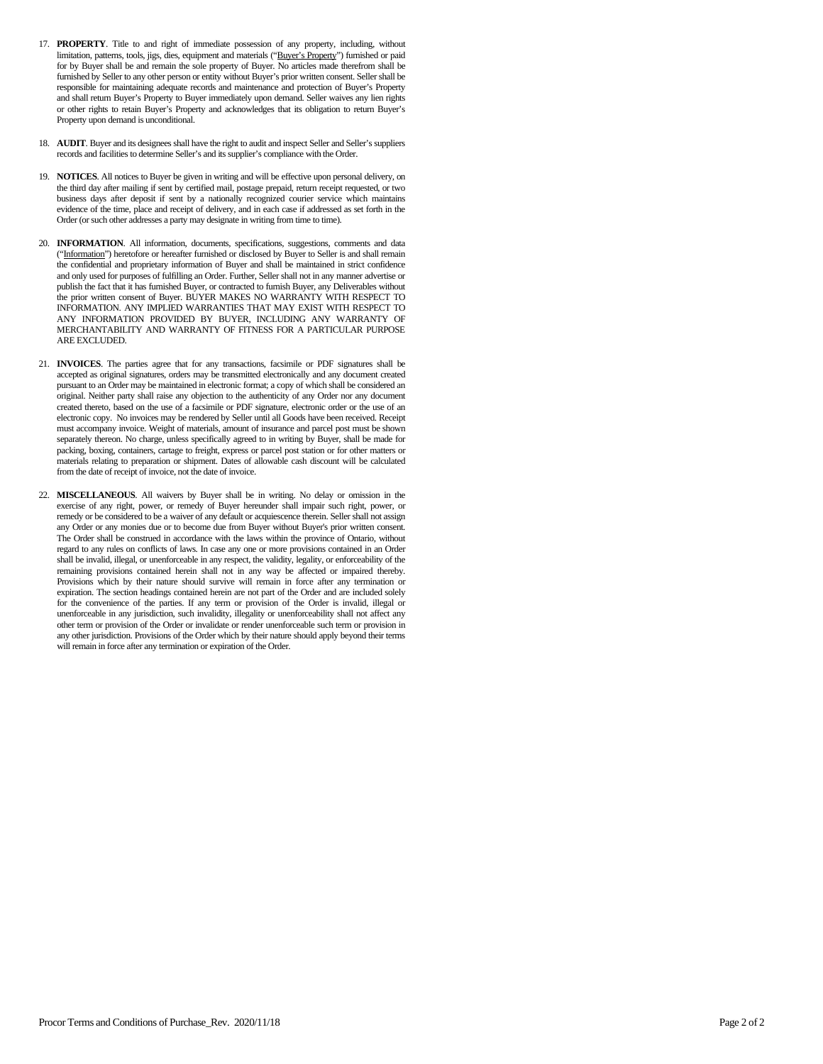17. **PROPERTY**. Title to and right of immediate possession of any property, including, without limitation, patterns, tools, jigs, dies, equipment and materials ("Buyer's Property") furnished or paid for by Buyer shall be and remain the sole property of Buyer. No articles made therefrom shall be furnished by Seller to any other person or entity without Buyer's prior written consent. Seller shall be responsible for maintaining adequate records and maintenance and protection of Buyer's Property and shall return Buyer's Property to Buyer immediately upon demand. Seller waives any lien rights or other rights to retain Buyer's Property and acknowledges that its obligation to return Buyer's Property upon demand is unconditional.

18. **AUDIT**. Buyer and its designees shall have the right to audit and inspect Seller and Seller's suppliers records and facilities to determine Seller's and its supplier's compliance with the Order.

19. **NOTICES**. All notices to Buyer be given in writing and will be effective upon personal delivery, on the third day after mailing if sent by certified mail, postage prepaid, return receipt requested, or two business days after deposit if sent by a nationally recognized courier service which maintains evidence of the time, place and receipt of delivery, and in each case if addressed as set forth in the Order (or such other addresses a party may designate in writing from time to time).

20. **INFORMATION**. All information, documents, specifications, suggestions, comments and data ("Information") heretofore or hereafter furnished or disclosed by Buyer to Seller is and shall remain the confidential and proprietary information of Buyer and shall be maintained in strict confidence and only used for purposes of fulfilling an Order. Further, Seller shall not in any manner advertise or publish the fact that it has furnished Buyer, or contracted to furnish Buyer, any Deliverables without the prior written consent of Buyer. BUYER MAKES NO WARRANTY WITH RESPECT TO INFORMATION. ANY IMPLIED WARRANTIES THAT MAY EXIST WITH RESPECT TO ANY INFORMATION PROVIDED BY BUYER, INCLUDING ANY WARRANTY OF MERCHANTABILITY AND WARRANTY OF FITNESS FOR A PARTICULAR PURPOSE ARE EXCLUDED.

21. **INVOICES**. The parties agree that for any transactions, facsimile or PDF signatures shall be accepted as original signatures, orders may be transmitted electronically and any document created pursuant to an Order may be maintained in electronic format; a copy of which shall be considered an original. Neither party shall raise any objection to the authenticity of any Order nor any document created thereto, based on the use of a facsimile or PDF signature, electronic order or the use of an electronic copy. No invoices may be rendered by Seller until all Goods have been received. Receipt must accompany invoice. Weight of materials, amount of insurance and parcel post must be shown separately thereon. No charge, unless specifically agreed to in writing by Buyer, shall be made for packing, boxing, containers, cartage to freight, express or parcel post station or for other matters or materials relating to preparation or shipment. Dates of allowable cash discount will be calculated from the date of receipt of invoice, not the date of invoice.

22. **MISCELLANEOUS**. All waivers by Buyer shall be in writing. No delay or omission in the exercise of any right, power, or remedy of Buyer hereunder shall impair such right, power, or remedy or be considered to be a waiver of any default or acquiescence therein. Seller shall not assign any Order or any monies due or to become due from Buyer without Buyer's prior written consent. The Order shall be construed in accordance with the laws within the province of Ontario, without regard to any rules on conflicts of laws. In case any one or more provisions contained in an Order shall be invalid, illegal, or unenforceable in any respect, the validity, legality, or enforceability of the remaining provisions contained herein shall not in any way be affected or impaired thereby. Provisions which by their nature should survive will remain in force after any termination or expiration. The section headings contained herein are not part of the Order and are included solely for the convenience of the parties. If any term or provision of the Order is invalid, illegal or unenforceable in any jurisdiction, such invalidity, illegality or unenforceability shall not affect any other term or provision of the Order or invalidate or render unenforceable such term or provision in any other jurisdiction. Provisions of the Order which by their nature should apply beyond their terms will remain in force after any termination or expiration of the Order.

Procor Terms and Conditions of Purchase_Rev. 2020/11/18